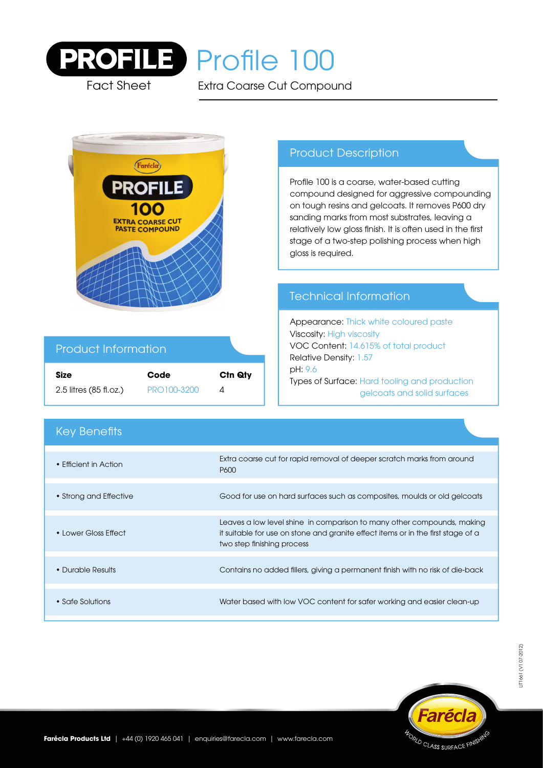# PROFILE Fact Sheet

# Profile 100

Extra Coarse Cut Compound

## Product Description

Profile 100 is a coarse, water-based cutting compound designed for aggressive compounding on tough resins and gelcoats. It removes P600 dry sanding marks from most substrates, leaving a relatively low gloss finish. It is often used in the first stage of a two-step polishing process when high gloss is required.

## Technical Information

Appearance: Thick white coloured paste
Viscosity: High viscosity
VOC Content: 14.615% of total product
Relative Density: 1.57
pH: 9.6
Types of Surface: Hard tooling and production gelcoats and solid surfaces

## Product Information

| Size | Code | Ctn Qty |
| --- | --- | --- |
| 2.5 litres (85 fl.oz.) | PRO100-3200 | 4 |

## Key Benefits

| | |
| --- | --- |
| • Efficient in Action | Extra coarse cut for rapid removal of deeper scratch marks from around P600 |
| • Strong and Effective | Good for use on hard surfaces such as composites, moulds or old gelcoats |
| • Lower Gloss Effect | Leaves a low level shine in comparison to many other compounds, making it suitable for use on stone and granite effect items or in the first stage of a two step finishing process |
| • Durable Results | Contains no added fillers, giving a permanent finish with no risk of die-back |
| • Safe Solutions | Water based with low VOC content for safer working and easier clean-up |

LIT1661 (V1 07-2012)

**Farécla Products Ltd** | +44 (0) 1920 465 041 | enquiries@farecla.com | www.farecla.com

Farécla — World Class Surface Finishing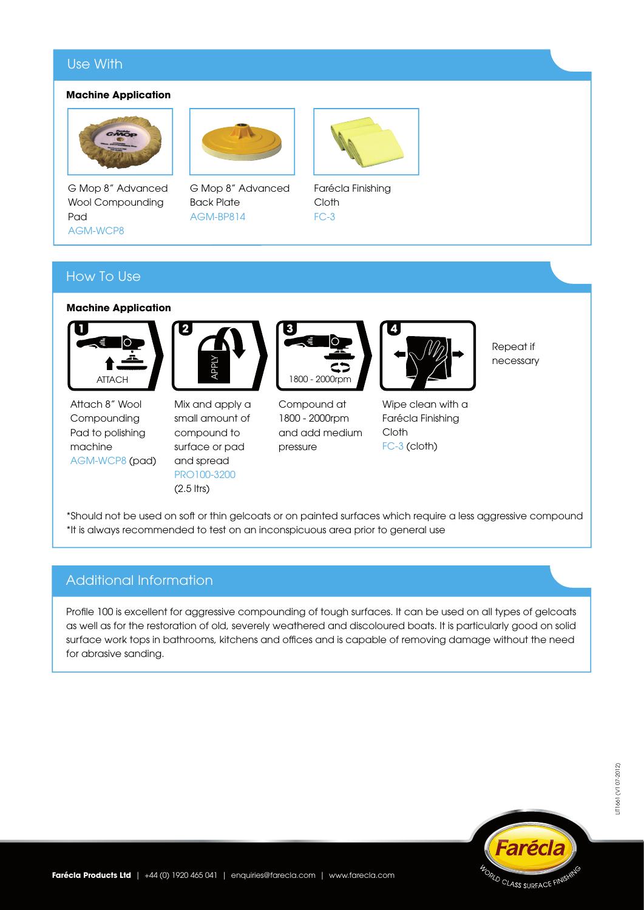## Use With

**Machine Application**

- G Mop 8" Advanced Wool Compounding Pad
  AGM-WCP8
- G Mop 8" Advanced Back Plate
  AGM-BP814
- Farécla Finishing Cloth
  FC-3

## How To Use

**Machine Application**

1. ATTACH — Attach 8" Wool Compounding Pad to polishing machine AGM-WCP8 (pad)
2. APPLY — Mix and apply a small amount of compound to surface or pad and spread PRO100-3200 (2.5 ltrs)
3. 1800 - 2000rpm — Compound at 1800 - 2000rpm and add medium pressure
4. Wipe clean with a Farécla Finishing Cloth FC-3 (cloth)

Repeat if necessary

*Should not be used on soft or thin gelcoats or on painted surfaces which require a less aggressive compound
*It is always recommended to test on an inconspicuous area prior to general use

## Additional Information

Profile 100 is excellent for aggressive compounding of tough surfaces. It can be used on all types of gelcoats as well as for the restoration of old, severely weathered and discoloured boats. It is particularly good on solid surface work tops in bathrooms, kitchens and offices and is capable of removing damage without the need for abrasive sanding.

LIT1661 (V1 07-2012)

**Farécla Products Ltd** | +44 (0) 1920 465 041 | enquiries@farecla.com | www.farecla.com

Farécla — World Class Surface Finishing